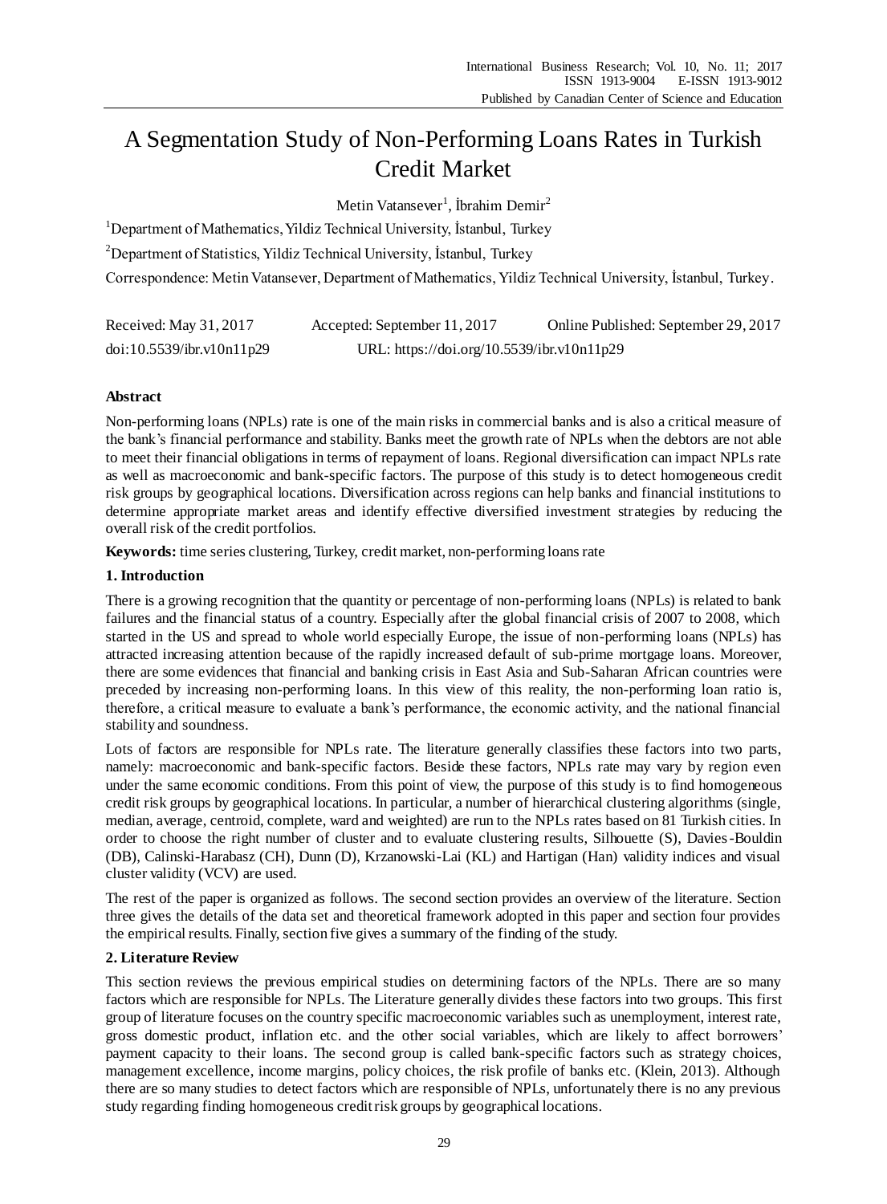# A Segmentation Study of Non-Performing Loans Rates in Turkish Credit Market

Metin Vatansever[1], İbrahim Demir[2]

[1]Department of Mathematics, Yildiz Technical University, İstanbul, Turkey

[2]Department of Statistics, Yildiz Technical University, İstanbul, Turkey

Correspondence: Metin Vatansever, Department of Mathematics, Yildiz Technical University, İstanbul, Turkey.

Received: May 31, 2017 Accepted: September 11, 2017 Online Published: September 29, 2017

doi:10.5539/ibr.v10n11p29 URL: https://doi.org/10.5539/ibr.v10n11p29

**Abstract**

Non-performing loans (NPLs) rate is one of the main risks in commercial banks and is also a critical measure of the bank's financial performance and stability. Banks meet the growth rate of NPLs when the debtors are not able to meet their financial obligations in terms of repayment of loans. Regional diversification can impact NPLs rate as well as macroeconomic and bank-specific factors. The purpose of this study is to detect homogeneous credit risk groups by geographical locations. Diversification across regions can help banks and financial institutions to determine appropriate market areas and identify effective diversified investment strategies by reducing the overall risk of the credit portfolios.

**Keywords:** time series clustering, Turkey, credit market, non-performing loans rate

## 1. Introduction

There is a growing recognition that the quantity or percentage of non-performing loans (NPLs) is related to bank failures and the financial status of a country. Especially after the global financial crisis of 2007 to 2008, which started in the US and spread to whole world especially Europe, the issue of non-performing loans (NPLs) has attracted increasing attention because of the rapidly increased default of sub-prime mortgage loans. Moreover, there are some evidences that financial and banking crisis in East Asia and Sub-Saharan African countries were preceded by increasing non-performing loans. In this view of this reality, the non-performing loan ratio is, therefore, a critical measure to evaluate a bank's performance, the economic activity, and the national financial stability and soundness.

Lots of factors are responsible for NPLs rate. The literature generally classifies these factors into two parts, namely: macroeconomic and bank-specific factors. Beside these factors, NPLs rate may vary by region even under the same economic conditions. From this point of view, the purpose of this study is to find homogeneous credit risk groups by geographical locations. In particular, a number of hierarchical clustering algorithms (single, median, average, centroid, complete, ward and weighted) are run to the NPLs rates based on 81 Turkish cities. In order to choose the right number of cluster and to evaluate clustering results, Silhouette (S), Davies-Bouldin (DB), Calinski-Harabasz (CH), Dunn (D), Krzanowski-Lai (KL) and Hartigan (Han) validity indices and visual cluster validity (VCV) are used.

The rest of the paper is organized as follows. The second section provides an overview of the literature. Section three gives the details of the data set and theoretical framework adopted in this paper and section four provides the empirical results. Finally, section five gives a summary of the finding of the study.

## 2. Literature Review

This section reviews the previous empirical studies on determining factors of the NPLs. There are so many factors which are responsible for NPLs. The Literature generally divides these factors into two groups. This first group of literature focuses on the country specific macroeconomic variables such as unemployment, interest rate, gross domestic product, inflation etc. and the other social variables, which are likely to affect borrowers' payment capacity to their loans. The second group is called bank-specific factors such as strategy choices, management excellence, income margins, policy choices, the risk profile of banks etc. (Klein, 2013). Although there are so many studies to detect factors which are responsible of NPLs, unfortunately there is no any previous study regarding finding homogeneous credit risk groups by geographical locations.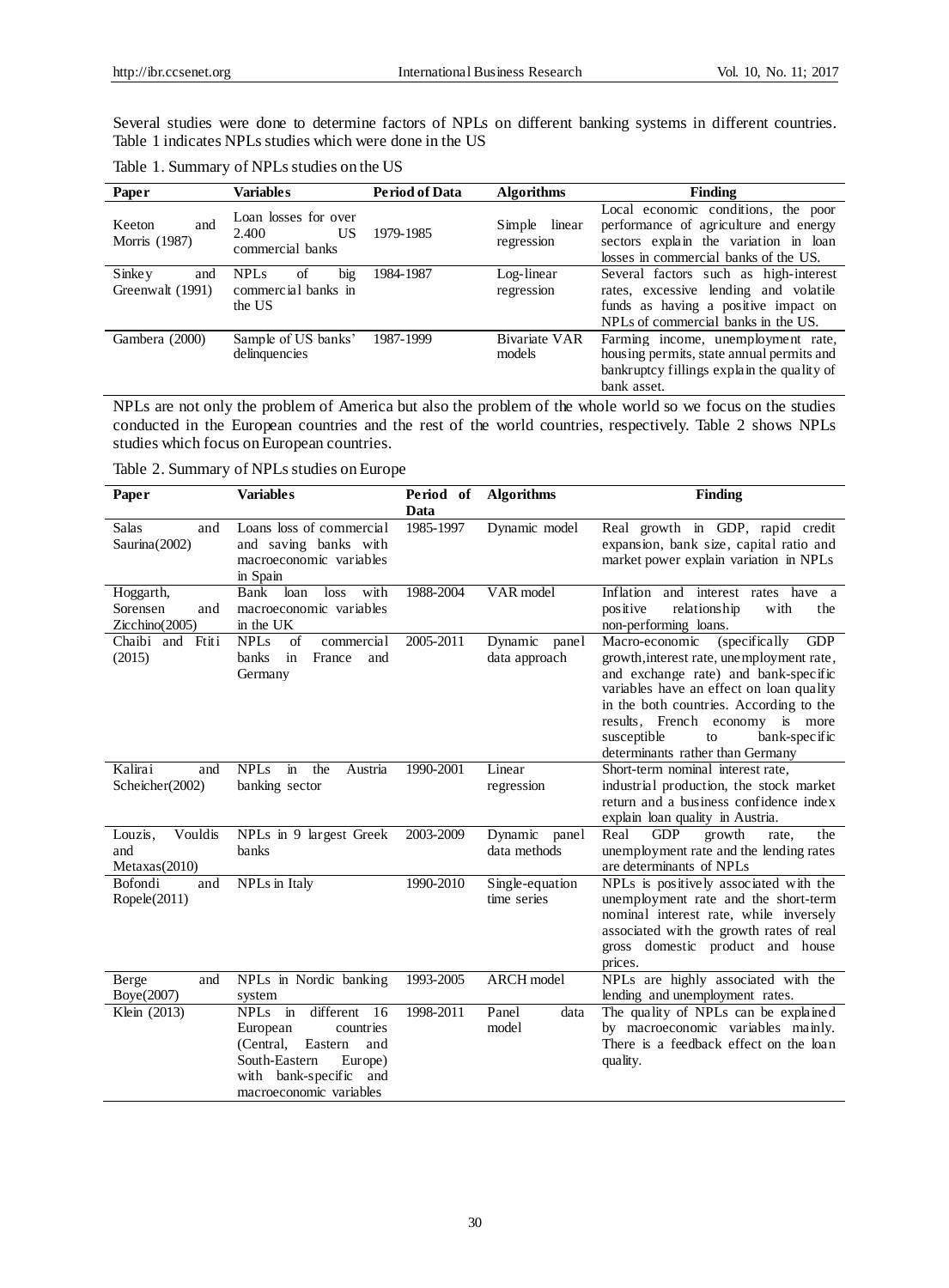Several studies were done to determine factors of NPLs on different banking systems in different countries. Table 1 indicates NPLs studies which were done in the US

Table 1. Summary of NPLs studies on the US

| Paper | Variables | Period of Data | Algorithms | Finding |
|---|---|---|---|---|
| Keeton and Morris (1987) | Loan losses for over 2.400 US commercial banks | 1979-1985 | Simple linear regression | Local economic conditions, the poor performance of agriculture and energy sectors explain the variation in loan losses in commercial banks of the US. |
| Sinkey and Greenwalt (1991) | NPLs of big commercial banks in the US | 1984-1987 | Log-linear regression | Several factors such as high-interest rates, excessive lending and volatile funds as having a positive impact on NPLs of commercial banks in the US. |
| Gambera (2000) | Sample of US banks' delinquencies | 1987-1999 | Bivariate VAR models | Farming income, unemployment rate, housing permits, state annual permits and bankruptcy fillings explain the quality of bank asset. |

NPLs are not only the problem of America but also the problem of the whole world so we focus on the studies conducted in the European countries and the rest of the world countries, respectively. Table 2 shows NPLs studies which focus on European countries.

Table 2. Summary of NPLs studies on Europe

| Paper | Variables | Period of Data | Algorithms | Finding |
|---|---|---|---|---|
| Salas and Saurina(2002) | Loans loss of commercial and saving banks with macroeconomic variables in Spain | 1985-1997 | Dynamic model | Real growth in GDP, rapid credit expansion, bank size, capital ratio and market power explain variation in NPLs |
| Hoggarth, Sorensen and Zicchino(2005) | Bank loan loss with macroeconomic variables in the UK | 1988-2004 | VAR model | Inflation and interest rates have a positive relationship with the non-performing loans. |
| Chaibi and Ftiti (2015) | NPLs of commercial banks in France and Germany | 2005-2011 | Dynamic panel data approach | Macro-economic (specifically GDP growth,interest rate, unemployment rate, and exchange rate) and bank-specific variables have an effect on loan quality in the both countries. According to the results, French economy is more susceptible to bank-specific determinants rather than Germany |
| Kalirai and Scheicher(2002) | NPLs in the Austria banking sector | 1990-2001 | Linear regression | Short-term nominal interest rate, industrial production, the stock market return and a business confidence index explain loan quality in Austria. |
| Louzis, Vouldis and Metaxas(2010) | NPLs in 9 largest Greek banks | 2003-2009 | Dynamic panel data methods | Real GDP growth rate, the unemployment rate and the lending rates are determinants of NPLs |
| Bofondi and Ropele(2011) | NPLs in Italy | 1990-2010 | Single-equation time series | NPLs is positively associated with the unemployment rate and the short-term nominal interest rate, while inversely associated with the growth rates of real gross domestic product and house prices. |
| Berge and Boye(2007) | NPLs in Nordic banking system | 1993-2005 | ARCH model | NPLs are highly associated with the lending and unemployment rates. |
| Klein (2013) | NPLs in different 16 European countries (Central, Eastern and South-Eastern Europe) with bank-specific and macroeconomic variables | 1998-2011 | Panel data model | The quality of NPLs can be explained by macroeconomic variables mainly. There is a feedback effect on the loan quality. |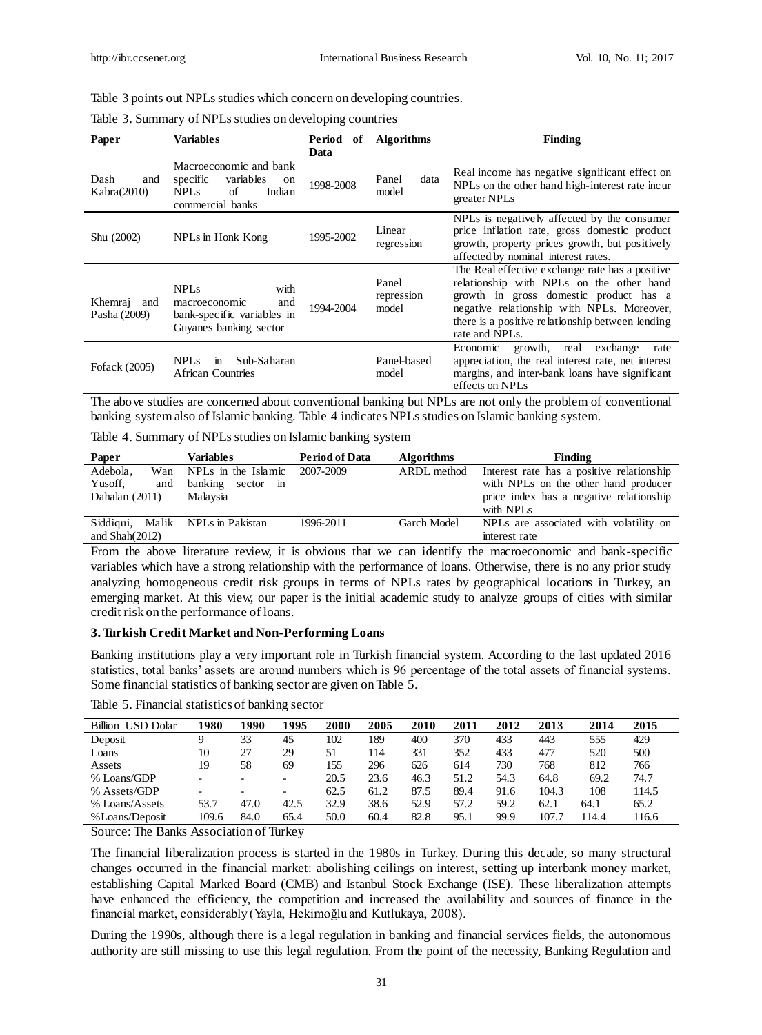Table 3 points out NPLs studies which concern on developing countries.

Table 3. Summary of NPLs studies on developing countries

| Paper | Variables | Period of Data | Algorithms | Finding |
|---|---|---|---|---|
| Dash and Kabra(2010) | Macroeconomic and bank specific variables on NPLs of Indian commercial banks | 1998-2008 | Panel data model | Real income has negative significant effect on NPLs on the other hand high-interest rate incur greater NPLs |
| Shu (2002) | NPLs in Honk Kong | 1995-2002 | Linear regression | NPLs is negatively affected by the consumer price inflation rate, gross domestic product growth, property prices growth, but positively affected by nominal interest rates. |
| Khemraj and Pasha (2009) | NPLs with macroeconomic and bank-specific variables in Guyanes banking sector | 1994-2004 | Panel repression model | The Real effective exchange rate has a positive relationship with NPLs on the other hand growth in gross domestic product has a negative relationship with NPLs. Moreover, there is a positive relationship between lending rate and NPLs. |
| Fofack (2005) | NPLs in Sub-Saharan African Countries | | Panel-based model | Economic growth, real exchange rate appreciation, the real interest rate, net interest margins, and inter-bank loans have significant effects on NPLs |

The above studies are concerned about conventional banking but NPLs are not only the problem of conventional banking system also of Islamic banking. Table 4 indicates NPLs studies on Islamic banking system.

Table 4. Summary of NPLs studies on Islamic banking system

| Paper | Variables | Period of Data | Algorithms | Finding |
|---|---|---|---|---|
| Adebola, Wan Yusoff, and Dahalan (2011) | NPLs in the Islamic banking sector in Malaysia | 2007-2009 | ARDL method | Interest rate has a positive relationship with NPLs on the other hand producer price index has a negative relationship with NPLs |
| Siddiqui, Malik and Shah(2012) | NPLs in Pakistan | 1996-2011 | Garch Model | NPLs are associated with volatility on interest rate |

From the above literature review, it is obvious that we can identify the macroeconomic and bank-specific variables which have a strong relationship with the performance of loans. Otherwise, there is no any prior study analyzing homogeneous credit risk groups in terms of NPLs rates by geographical locations in Turkey, an emerging market. At this view, our paper is the initial academic study to analyze groups of cities with similar credit risk on the performance of loans.

## 3. Turkish Credit Market and Non-Performing Loans

Banking institutions play a very important role in Turkish financial system. According to the last updated 2016 statistics, total banks' assets are around numbers which is 96 percentage of the total assets of financial systems. Some financial statistics of banking sector are given on Table 5.

Table 5. Financial statistics of banking sector

| Billion USD Dolar | 1980 | 1990 | 1995 | 2000 | 2005 | 2010 | 2011 | 2012 | 2013 | 2014 | 2015 |
|---|---|---|---|---|---|---|---|---|---|---|---|
| Deposit | 9 | 33 | 45 | 102 | 189 | 400 | 370 | 433 | 443 | 555 | 429 |
| Loans | 10 | 27 | 29 | 51 | 114 | 331 | 352 | 433 | 477 | 520 | 500 |
| Assets | 19 | 58 | 69 | 155 | 296 | 626 | 614 | 730 | 768 | 812 | 766 |
| % Loans/GDP | - | - | - | 20.5 | 23.6 | 46.3 | 51.2 | 54.3 | 64.8 | 69.2 | 74.7 |
| % Assets/GDP | - | - | - | 62.5 | 61.2 | 87.5 | 89.4 | 91.6 | 104.3 | 108 | 114.5 |
| % Loans/Assets | 53.7 | 47.0 | 42.5 | 32.9 | 38.6 | 52.9 | 57.2 | 59.2 | 62.1 | 64.1 | 65.2 |
| %Loans/Deposit | 109.6 | 84.0 | 65.4 | 50.0 | 60.4 | 82.8 | 95.1 | 99.9 | 107.7 | 114.4 | 116.6 |

Source: The Banks Association of Turkey

The financial liberalization process is started in the 1980s in Turkey. During this decade, so many structural changes occurred in the financial market: abolishing ceilings on interest, setting up interbank money market, establishing Capital Marked Board (CMB) and Istanbul Stock Exchange (ISE). These liberalization attempts have enhanced the efficiency, the competition and increased the availability and sources of finance in the financial market, considerably (Yayla, Hekimoğlu and Kutlukaya, 2008).

During the 1990s, although there is a legal regulation in banking and financial services fields, the autonomous authority are still missing to use this legal regulation. From the point of the necessity, Banking Regulation and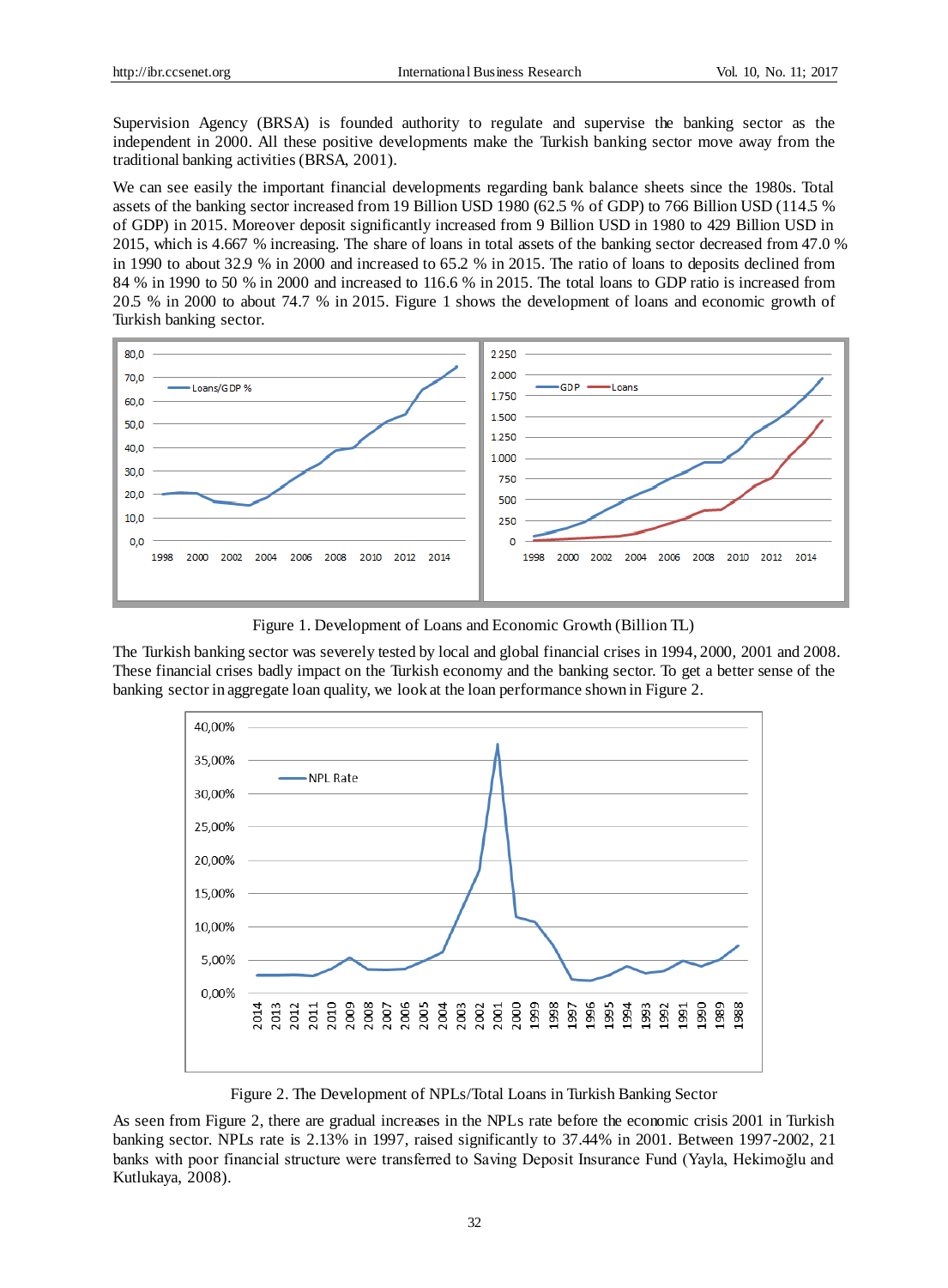Supervision Agency (BRSA) is founded authority to regulate and supervise the banking sector as the independent in 2000. All these positive developments make the Turkish banking sector move away from the traditional banking activities (BRSA, 2001).

We can see easily the important financial developments regarding bank balance sheets since the 1980s. Total assets of the banking sector increased from 19 Billion USD 1980 (62.5 % of GDP) to 766 Billion USD (114.5 % of GDP) in 2015. Moreover deposit significantly increased from 9 Billion USD in 1980 to 429 Billion USD in 2015, which is 4.667 % increasing. The share of loans in total assets of the banking sector decreased from 47.0 % in 1990 to about 32.9 % in 2000 and increased to 65.2 % in 2015. The ratio of loans to deposits declined from 84 % in 1990 to 50 % in 2000 and increased to 116.6 % in 2015. The total loans to GDP ratio is increased from 20.5 % in 2000 to about 74.7 % in 2015. Figure 1 shows the development of loans and economic growth of Turkish banking sector.

Figure 1. Development of Loans and Economic Growth (Billion TL)

The Turkish banking sector was severely tested by local and global financial crises in 1994, 2000, 2001 and 2008. These financial crises badly impact on the Turkish economy and the banking sector. To get a better sense of the banking sector in aggregate loan quality, we look at the loan performance shown in Figure 2.

Figure 2. The Development of NPLs/Total Loans in Turkish Banking Sector

As seen from Figure 2, there are gradual increases in the NPLs rate before the economic crisis 2001 in Turkish banking sector. NPLs rate is 2.13% in 1997, raised significantly to 37.44% in 2001. Between 1997-2002, 21 banks with poor financial structure were transferred to Saving Deposit Insurance Fund (Yayla, Hekimoğlu and Kutlukaya, 2008).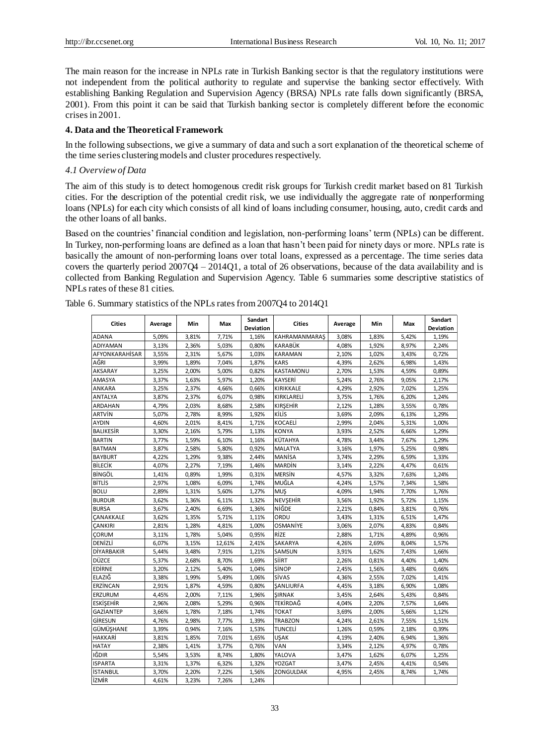The main reason for the increase in NPLs rate in Turkish Banking sector is that the regulatory institutions were not independent from the political authority to regulate and supervise the banking sector effectively. With establishing Banking Regulation and Supervision Agency (BRSA) NPLs rate falls down significantly (BRSA, 2001). From this point it can be said that Turkish banking sector is completely different before the economic crises in 2001.

## 4. Data and the Theoretical Framework

In the following subsections, we give a summary of data and such a sort explanation of the theoretical scheme of the time series clustering models and cluster procedures respectively.

### *4.1 Overview of Data*

The aim of this study is to detect homogenous credit risk groups for Turkish credit market based on 81 Turkish cities. For the description of the potential credit risk, we use individually the aggregate rate of nonperforming loans (NPLs) for each city which consists of all kind of loans including consumer, housing, auto, credit cards and the other loans of all banks.

Based on the countries' financial condition and legislation, non-performing loans' term (NPLs) can be different. In Turkey, non-performing loans are defined as a loan that hasn't been paid for ninety days or more. NPLs rate is basically the amount of non-performing loans over total loans, expressed as a percentage. The time series data covers the quarterly period 2007Q4 – 2014Q1, a total of 26 observations, because of the data availability and is collected from Banking Regulation and Supervision Agency. Table 6 summaries some descriptive statistics of NPLs rates of these 81 cities.

Table 6. Summary statistics of the NPLs rates from 2007Q4 to 2014Q1

| Cities | Average | Min | Max | Sandart Deviation | Cities | Average | Min | Max | Sandart Deviation |
|---|---|---|---|---|---|---|---|---|---|
| ADANA | 5,09% | 3,81% | 7,71% | 1,16% | KAHRAMANMARAŞ | 3,08% | 1,83% | 5,42% | 1,19% |
| ADIYAMAN | 3,13% | 2,36% | 5,03% | 0,80% | KARABÜK | 4,08% | 1,92% | 8,97% | 2,24% |
| AFYONKARAHİSAR | 3,55% | 2,31% | 5,67% | 1,03% | KARAMAN | 2,10% | 1,02% | 3,43% | 0,72% |
| AĞRI | 3,99% | 1,89% | 7,04% | 1,87% | KARS | 4,39% | 2,62% | 6,98% | 1,43% |
| AKSARAY | 3,25% | 2,00% | 5,00% | 0,82% | KASTAMONU | 2,70% | 1,53% | 4,59% | 0,89% |
| AMASYA | 3,37% | 1,63% | 5,97% | 1,20% | KAYSERİ | 5,24% | 2,76% | 9,05% | 2,17% |
| ANKARA | 3,25% | 2,37% | 4,66% | 0,66% | KIRIKKALE | 4,29% | 2,92% | 7,02% | 1,25% |
| ANTALYA | 3,87% | 2,37% | 6,07% | 0,98% | KIRKLARELİ | 3,75% | 1,76% | 6,20% | 1,24% |
| ARDAHAN | 4,79% | 2,03% | 8,68% | 2,58% | KIRŞEHİR | 2,12% | 1,28% | 3,55% | 0,78% |
| ARTVİN | 5,07% | 2,78% | 8,99% | 1,92% | KİLİS | 3,69% | 2,09% | 6,13% | 1,29% |
| AYDIN | 4,60% | 2,01% | 8,41% | 1,71% | KOCAELİ | 2,99% | 2,04% | 5,31% | 1,00% |
| BALIKESİR | 3,30% | 2,16% | 5,79% | 1,13% | KONYA | 3,93% | 2,52% | 6,66% | 1,29% |
| BARTIN | 3,77% | 1,59% | 6,10% | 1,16% | KÜTAHYA | 4,78% | 3,44% | 7,67% | 1,29% |
| BATMAN | 3,87% | 2,58% | 5,80% | 0,92% | MALATYA | 3,16% | 1,97% | 5,25% | 0,98% |
| BAYBURT | 4,22% | 1,29% | 9,38% | 2,44% | MANİSA | 3,74% | 2,29% | 6,59% | 1,33% |
| BİLECİK | 4,07% | 2,27% | 7,19% | 1,46% | MARDİN | 3,14% | 2,22% | 4,47% | 0,61% |
| BİNGÖL | 1,41% | 0,89% | 1,99% | 0,31% | MERSİN | 4,57% | 3,32% | 7,63% | 1,24% |
| BİTLİS | 2,97% | 1,08% | 6,09% | 1,74% | MUĞLA | 4,24% | 1,57% | 7,34% | 1,58% |
| BOLU | 2,89% | 1,31% | 5,60% | 1,27% | MUŞ | 4,09% | 1,94% | 7,70% | 1,76% |
| BURDUR | 3,62% | 1,36% | 6,11% | 1,32% | NEVŞEHİR | 3,56% | 1,92% | 5,72% | 1,15% |
| BURSA | 3,67% | 2,40% | 6,69% | 1,36% | NİĞDE | 2,21% | 0,84% | 3,81% | 0,76% |
| ÇANAKKALE | 3,62% | 1,35% | 5,71% | 1,11% | ORDU | 3,43% | 1,31% | 6,51% | 1,47% |
| ÇANKIRI | 2,81% | 1,28% | 4,81% | 1,00% | OSMANİYE | 3,06% | 2,07% | 4,83% | 0,84% |
| ÇORUM | 3,11% | 1,78% | 5,04% | 0,95% | RİZE | 2,88% | 1,71% | 4,89% | 0,96% |
| DENİZLİ | 6,07% | 3,15% | 12,61% | 2,41% | SAKARYA | 4,26% | 2,69% | 8,04% | 1,57% |
| DİYARBAKIR | 5,44% | 3,48% | 7,91% | 1,21% | SAMSUN | 3,91% | 1,62% | 7,43% | 1,66% |
| DÜZCE | 5,37% | 2,68% | 8,70% | 1,69% | SİİRT | 2,26% | 0,81% | 4,40% | 1,40% |
| EDİRNE | 3,20% | 2,12% | 5,40% | 1,04% | SİNOP | 2,45% | 1,56% | 3,48% | 0,66% |
| ELAZIĞ | 3,38% | 1,99% | 5,49% | 1,06% | SİVAS | 4,36% | 2,55% | 7,02% | 1,41% |
| ERZİNCAN | 2,91% | 1,87% | 4,59% | 0,80% | ŞANLIURFA | 4,45% | 3,18% | 6,90% | 1,08% |
| ERZURUM | 4,45% | 2,00% | 7,11% | 1,96% | ŞIRNAK | 3,45% | 2,64% | 5,43% | 0,84% |
| ESKİŞEHİR | 2,96% | 2,08% | 5,29% | 0,96% | TEKİRDAĞ | 4,04% | 2,20% | 7,57% | 1,64% |
| GAZİANTEP | 3,66% | 1,78% | 7,18% | 1,74% | TOKAT | 3,69% | 2,00% | 5,66% | 1,12% |
| GİRESUN | 4,76% | 2,98% | 7,77% | 1,39% | TRABZON | 4,24% | 2,61% | 7,55% | 1,51% |
| GÜMÜŞHANE | 3,39% | 0,94% | 7,16% | 1,53% | TUNCELİ | 1,26% | 0,59% | 2,18% | 0,39% |
| HAKKARİ | 3,81% | 1,85% | 7,01% | 1,65% | UŞAK | 4,19% | 2,40% | 6,94% | 1,36% |
| HATAY | 2,38% | 1,41% | 3,77% | 0,76% | VAN | 3,34% | 2,12% | 4,97% | 0,78% |
| IĞDIR | 5,54% | 3,53% | 8,74% | 1,80% | YALOVA | 3,47% | 1,62% | 6,07% | 1,25% |
| ISPARTA | 3,31% | 1,37% | 6,32% | 1,32% | YOZGAT | 3,47% | 2,45% | 4,41% | 0,54% |
| İSTANBUL | 3,70% | 2,20% | 7,22% | 1,56% | ZONGULDAK | 4,95% | 2,45% | 8,74% | 1,74% |
| İZMİR | 4,61% | 3,23% | 7,26% | 1,24% | | | | | |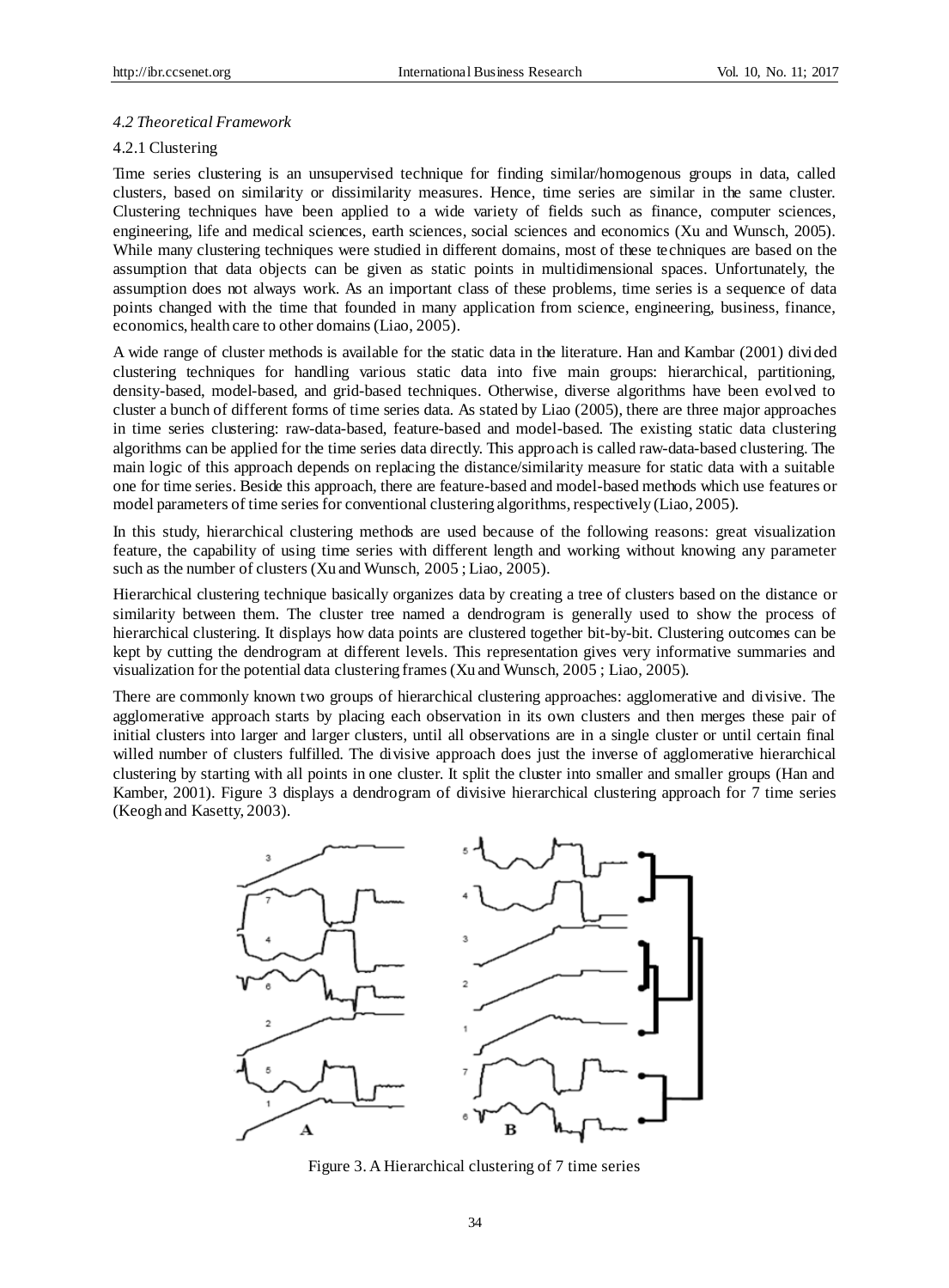*4.2 Theoretical Framework*

4.2.1 Clustering

Time series clustering is an unsupervised technique for finding similar/homogenous groups in data, called clusters, based on similarity or dissimilarity measures. Hence, time series are similar in the same cluster. Clustering techniques have been applied to a wide variety of fields such as finance, computer sciences, engineering, life and medical sciences, earth sciences, social sciences and economics (Xu and Wunsch, 2005). While many clustering techniques were studied in different domains, most of these techniques are based on the assumption that data objects can be given as static points in multidimensional spaces. Unfortunately, the assumption does not always work. As an important class of these problems, time series is a sequence of data points changed with the time that founded in many application from science, engineering, business, finance, economics, health care to other domains (Liao, 2005).

A wide range of cluster methods is available for the static data in the literature. Han and Kambar (2001) divided clustering techniques for handling various static data into five main groups: hierarchical, partitioning, density-based, model-based, and grid-based techniques. Otherwise, diverse algorithms have been evolved to cluster a bunch of different forms of time series data. As stated by Liao (2005), there are three major approaches in time series clustering: raw-data-based, feature-based and model-based. The existing static data clustering algorithms can be applied for the time series data directly. This approach is called raw-data-based clustering. The main logic of this approach depends on replacing the distance/similarity measure for static data with a suitable one for time series. Beside this approach, there are feature-based and model-based methods which use features or model parameters of time series for conventional clustering algorithms, respectively (Liao, 2005).

In this study, hierarchical clustering methods are used because of the following reasons: great visualization feature, the capability of using time series with different length and working without knowing any parameter such as the number of clusters (Xu and Wunsch, 2005 ; Liao, 2005).

Hierarchical clustering technique basically organizes data by creating a tree of clusters based on the distance or similarity between them. The cluster tree named a dendrogram is generally used to show the process of hierarchical clustering. It displays how data points are clustered together bit-by-bit. Clustering outcomes can be kept by cutting the dendrogram at different levels. This representation gives very informative summaries and visualization for the potential data clustering frames (Xu and Wunsch, 2005 ; Liao, 2005).

There are commonly known two groups of hierarchical clustering approaches: agglomerative and divisive. The agglomerative approach starts by placing each observation in its own clusters and then merges these pair of initial clusters into larger and larger clusters, until all observations are in a single cluster or until certain final willed number of clusters fulfilled. The divisive approach does just the inverse of agglomerative hierarchical clustering by starting with all points in one cluster. It split the cluster into smaller and smaller groups (Han and Kamber, 2001). Figure 3 displays a dendrogram of divisive hierarchical clustering approach for 7 time series (Keogh and Kasetty, 2003).

Figure 3. A Hierarchical clustering of 7 time series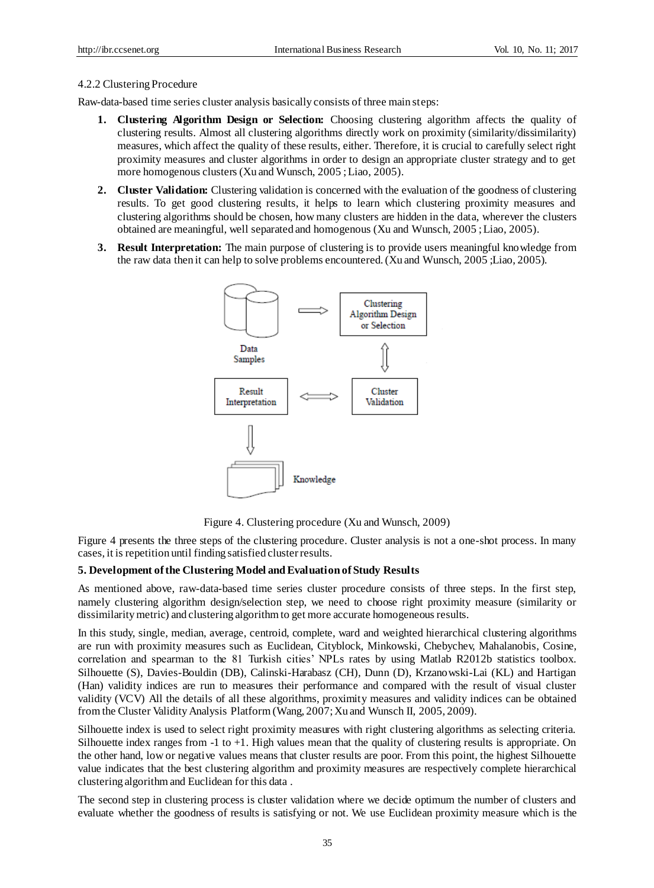4.2.2 Clustering Procedure

Raw-data-based time series cluster analysis basically consists of three main steps:

1. **Clustering Algorithm Design or Selection:** Choosing clustering algorithm affects the quality of clustering results. Almost all clustering algorithms directly work on proximity (similarity/dissimilarity) measures, which affect the quality of these results, either. Therefore, it is crucial to carefully select right proximity measures and cluster algorithms in order to design an appropriate cluster strategy and to get more homogenous clusters (Xu and Wunsch, 2005 ; Liao, 2005).
2. **Cluster Validation:** Clustering validation is concerned with the evaluation of the goodness of clustering results. To get good clustering results, it helps to learn which clustering proximity measures and clustering algorithms should be chosen, how many clusters are hidden in the data, wherever the clusters obtained are meaningful, well separated and homogenous (Xu and Wunsch, 2005 ; Liao, 2005).
3. **Result Interpretation:** The main purpose of clustering is to provide users meaningful knowledge from the raw data then it can help to solve problems encountered. (Xu and Wunsch, 2005 ;Liao, 2005).

Figure 4. Clustering procedure (Xu and Wunsch, 2009)

Figure 4 presents the three steps of the clustering procedure. Cluster analysis is not a one-shot process. In many cases, it is repetition until finding satisfied cluster results.

### 5. Development of the Clustering Model and Evaluation of Study Results

As mentioned above, raw-data-based time series cluster procedure consists of three steps. In the first step, namely clustering algorithm design/selection step, we need to choose right proximity measure (similarity or dissimilarity metric) and clustering algorithm to get more accurate homogeneous results.

In this study, single, median, average, centroid, complete, ward and weighted hierarchical clustering algorithms are run with proximity measures such as Euclidean, Cityblock, Minkowski, Chebychev, Mahalanobis, Cosine, correlation and spearman to the 81 Turkish cities' NPLs rates by using Matlab R2012b statistics toolbox. Silhouette (S), Davies-Bouldin (DB), Calinski-Harabasz (CH), Dunn (D), Krzanowski-Lai (KL) and Hartigan (Han) validity indices are run to measures their performance and compared with the result of visual cluster validity (VCV) All the details of all these algorithms, proximity measures and validity indices can be obtained from the Cluster Validity Analysis Platform (Wang, 2007; Xu and Wunsch II, 2005, 2009).

Silhouette index is used to select right proximity measures with right clustering algorithms as selecting criteria. Silhouette index ranges from -1 to +1. High values mean that the quality of clustering results is appropriate. On the other hand, low or negative values means that cluster results are poor. From this point, the highest Silhouette value indicates that the best clustering algorithm and proximity measures are respectively complete hierarchical clustering algorithm and Euclidean for this data .

The second step in clustering process is cluster validation where we decide optimum the number of clusters and evaluate whether the goodness of results is satisfying or not. We use Euclidean proximity measure which is the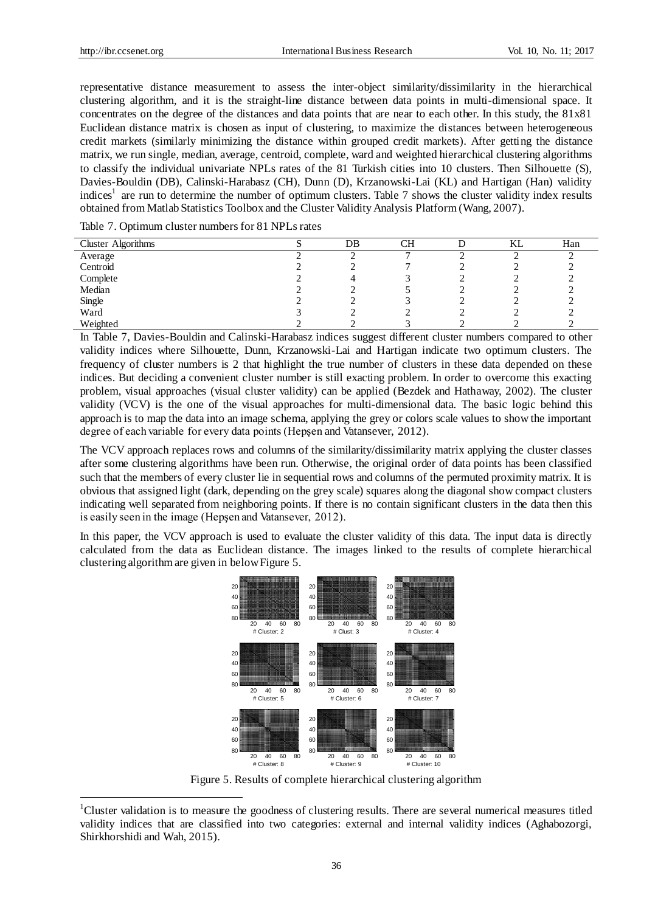representative distance measurement to assess the inter-object similarity/dissimilarity in the hierarchical clustering algorithm, and it is the straight-line distance between data points in multi-dimensional space. It concentrates on the degree of the distances and data points that are near to each other. In this study, the 81x81 Euclidean distance matrix is chosen as input of clustering, to maximize the distances between heterogeneous credit markets (similarly minimizing the distance within grouped credit markets). After getting the distance matrix, we run single, median, average, centroid, complete, ward and weighted hierarchical clustering algorithms to classify the individual univariate NPLs rates of the 81 Turkish cities into 10 clusters. Then Silhouette (S), Davies-Bouldin (DB), Calinski-Harabasz (CH), Dunn (D), Krzanowski-Lai (KL) and Hartigan (Han) validity indices[1] are run to determine the number of optimum clusters. Table 7 shows the cluster validity index results obtained from Matlab Statistics Toolbox and the Cluster Validity Analysis Platform (Wang, 2007).

Table 7. Optimum cluster numbers for 81 NPLs rates

| Cluster Algorithms | S | DB | CH | D | KL | Han |
|---|---|---|---|---|---|---|
| Average | 2 | 2 | 7 | 2 | 2 | 2 |
| Centroid | 2 | 2 | 7 | 2 | 2 | 2 |
| Complete | 2 | 4 | 3 | 2 | 2 | 2 |
| Median | 2 | 2 | 5 | 2 | 2 | 2 |
| Single | 2 | 2 | 3 | 2 | 2 | 2 |
| Ward | 3 | 2 | 2 | 2 | 2 | 2 |
| Weighted | 2 | 2 | 3 | 2 | 2 | 2 |

In Table 7, Davies-Bouldin and Calinski-Harabasz indices suggest different cluster numbers compared to other validity indices where Silhouette, Dunn, Krzanowski-Lai and Hartigan indicate two optimum clusters. The frequency of cluster numbers is 2 that highlight the true number of clusters in these data depended on these indices. But deciding a convenient cluster number is still exacting problem. In order to overcome this exacting problem, visual approaches (visual cluster validity) can be applied (Bezdek and Hathaway, 2002). The cluster validity (VCV) is the one of the visual approaches for multi-dimensional data. The basic logic behind this approach is to map the data into an image schema, applying the grey or colors scale values to show the important degree of each variable for every data points (Hepşen and Vatansever, 2012).

The VCV approach replaces rows and columns of the similarity/dissimilarity matrix applying the cluster classes after some clustering algorithms have been run. Otherwise, the original order of data points has been classified such that the members of every cluster lie in sequential rows and columns of the permuted proximity matrix. It is obvious that assigned light (dark, depending on the grey scale) squares along the diagonal show compact clusters indicating well separated from neighboring points. If there is no contain significant clusters in the data then this is easily seen in the image (Hepşen and Vatansever, 2012).

In this paper, the VCV approach is used to evaluate the cluster validity of this data. The input data is directly calculated from the data as Euclidean distance. The images linked to the results of complete hierarchical clustering algorithm are given in below Figure 5.

Figure 5. Results of complete hierarchical clustering algorithm

[1] Cluster validation is to measure the goodness of clustering results. There are several numerical measures titled validity indices that are classified into two categories: external and internal validity indices (Aghabozorgi, Shirkhorshidi and Wah, 2015).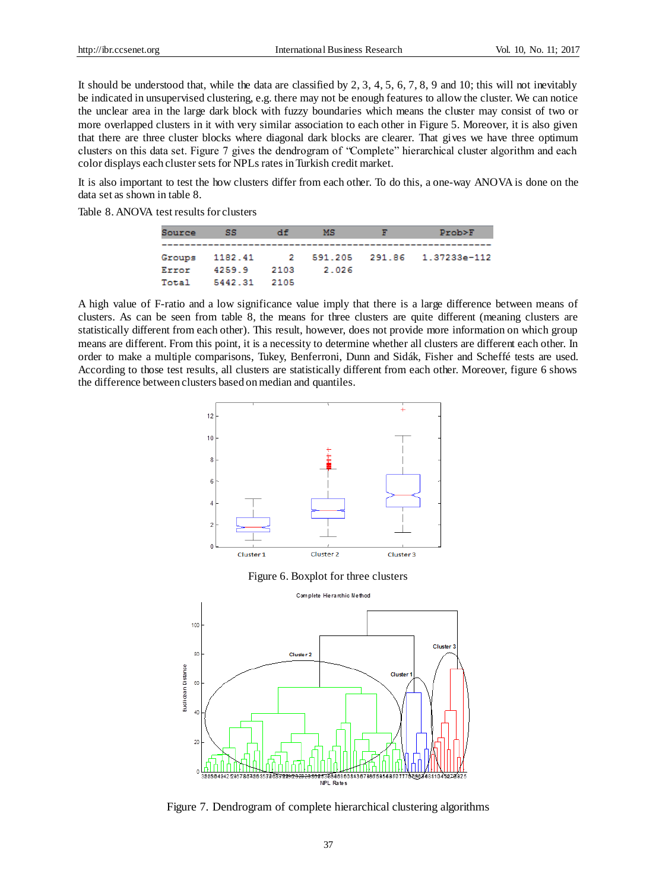It should be understood that, while the data are classified by 2, 3, 4, 5, 6, 7, 8, 9 and 10; this will not inevitably be indicated in unsupervised clustering, e.g. there may not be enough features to allow the cluster. We can notice the unclear area in the large dark block with fuzzy boundaries which means the cluster may consist of two or more overlapped clusters in it with very similar association to each other in Figure 5. Moreover, it is also given that there are three cluster blocks where diagonal dark blocks are clearer. That gives we have three optimum clusters on this data set. Figure 7 gives the dendrogram of "Complete" hierarchical cluster algorithm and each color displays each cluster sets for NPLs rates in Turkish credit market.

It is also important to test the how clusters differ from each other. To do this, a one-way ANOVA is done on the data set as shown in table 8.

Table 8. ANOVA test results for clusters

| Source | SS | df | MS | F | Prob>F |
|---|---|---|---|---|---|
| Groups | 1182.41 | 2 | 591.205 | 291.86 | 1.37233e-112 |
| Error | 4259.9 | 2103 | 2.026 | | |
| Total | 5442.31 | 2105 | | | |

A high value of F-ratio and a low significance value imply that there is a large difference between means of clusters. As can be seen from table 8, the means for three clusters are quite different (meaning clusters are statistically different from each other). This result, however, does not provide more information on which group means are different. From this point, it is a necessity to determine whether all clusters are different each other. In order to make a multiple comparisons, Tukey, Benferroni, Dunn and Sidák, Fisher and Scheffé tests are used. According to those test results, all clusters are statistically different from each other. Moreover, figure 6 shows the difference between clusters based on median and quantiles.

Figure 6. Boxplot for three clusters

Figure 7. Dendrogram of complete hierarchical clustering algorithms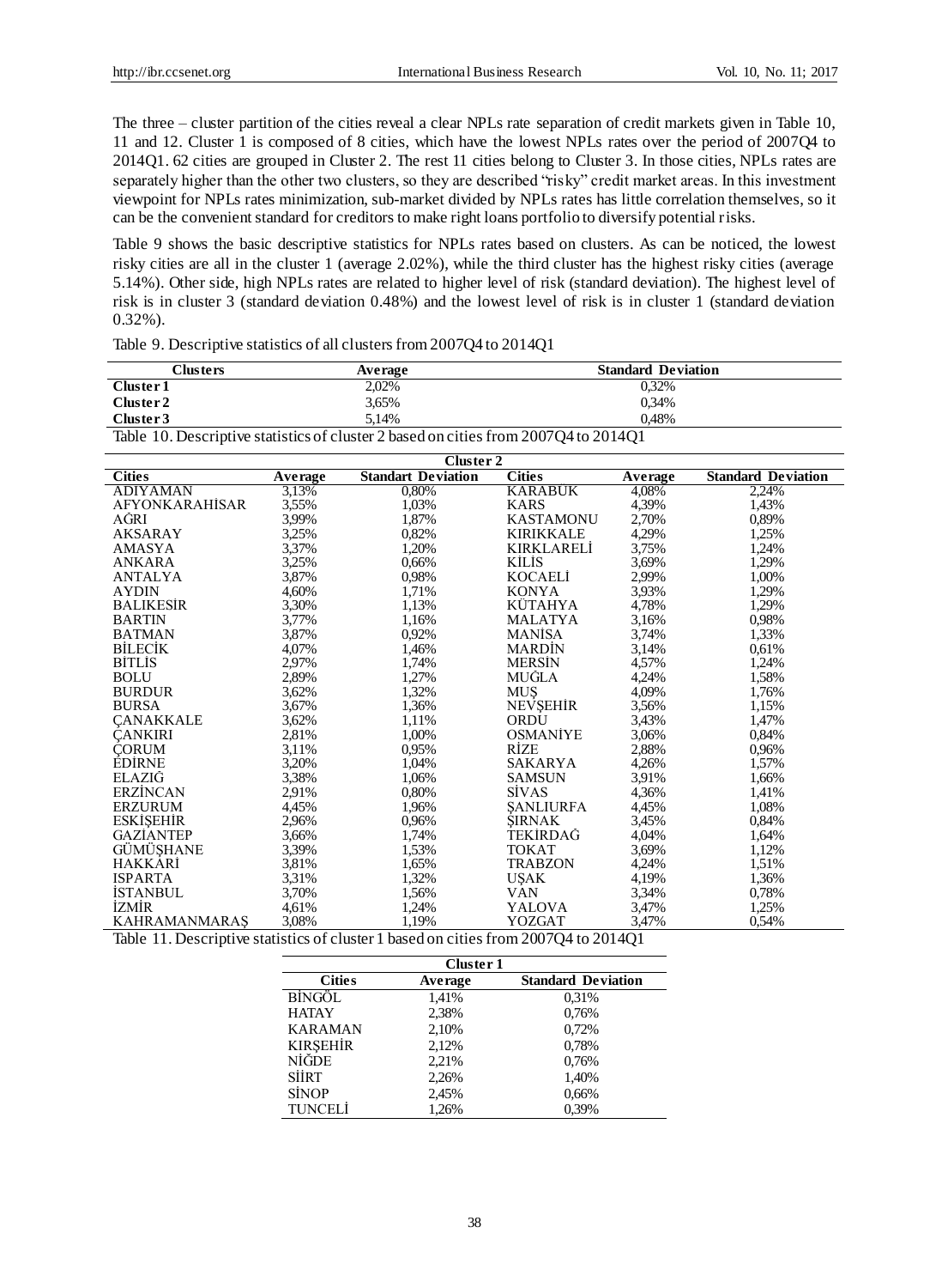The three – cluster partition of the cities reveal a clear NPLs rate separation of credit markets given in Table 10, 11 and 12. Cluster 1 is composed of 8 cities, which have the lowest NPLs rates over the period of 2007Q4 to 2014Q1. 62 cities are grouped in Cluster 2. The rest 11 cities belong to Cluster 3. In those cities, NPLs rates are separately higher than the other two clusters, so they are described "risky" credit market areas. In this investment viewpoint for NPLs rates minimization, sub-market divided by NPLs rates has little correlation themselves, so it can be the convenient standard for creditors to make right loans portfolio to diversify potential risks.

Table 9 shows the basic descriptive statistics for NPLs rates based on clusters. As can be noticed, the lowest risky cities are all in the cluster 1 (average 2.02%), while the third cluster has the highest risky cities (average 5.14%). Other side, high NPLs rates are related to higher level of risk (standard deviation). The highest level of risk is in cluster 3 (standard deviation 0.48%) and the lowest level of risk is in cluster 1 (standard deviation 0.32%).

Table 9. Descriptive statistics of all clusters from 2007Q4 to 2014Q1

| Clusters | Average | Standard Deviation |
|---|---|---|
| **Cluster 1** | 2,02% | 0,32% |
| **Cluster 2** | 3,65% | 0,34% |
| **Cluster 3** | 5,14% | 0,48% |

Table 10. Descriptive statistics of cluster 2 based on cities from 2007Q4 to 2014Q1

| Cluster 2 | | | | | |
|---|---|---|---|---|---|
| **Cities** | **Average** | **Standart Deviation** | **Cities** | **Average** | **Standard Deviation** |
| ADIYAMAN | 3,13% | 0,80% | KARABÜK | 4,08% | 2,24% |
| AFYONKARAHİSAR | 3,55% | 1,03% | KARS | 4,39% | 1,43% |
| AĞRI | 3,99% | 1,87% | KASTAMONU | 2,70% | 0,89% |
| AKSARAY | 3,25% | 0,82% | KIRIKKALE | 4,29% | 1,25% |
| AMASYA | 3,37% | 1,20% | KIRKLARELİ | 3,75% | 1,24% |
| ANKARA | 3,25% | 0,66% | KİLİS | 3,69% | 1,29% |
| ANTALYA | 3,87% | 0,98% | KOCAELİ | 2,99% | 1,00% |
| AYDIN | 4,60% | 1,71% | KONYA | 3,93% | 1,29% |
| BALIKESİR | 3,30% | 1,13% | KÜTAHYA | 4,78% | 1,29% |
| BARTIN | 3,77% | 1,16% | MALATYA | 3,16% | 0,98% |
| BATMAN | 3,87% | 0,92% | MANİSA | 3,74% | 1,33% |
| BİLECİK | 4,07% | 1,46% | MARDİN | 3,14% | 0,61% |
| BİTLİS | 2,97% | 1,74% | MERSİN | 4,57% | 1,24% |
| BOLU | 2,89% | 1,27% | MUĞLA | 4,24% | 1,58% |
| BURDUR | 3,62% | 1,32% | MUŞ | 4,09% | 1,76% |
| BURSA | 3,67% | 1,36% | NEVŞEHİR | 3,56% | 1,15% |
| ÇANAKKALE | 3,62% | 1,11% | ORDU | 3,43% | 1,47% |
| ÇANKIRI | 2,81% | 1,00% | OSMANİYE | 3,06% | 0,84% |
| ÇORUM | 3,11% | 0,95% | RİZE | 2,88% | 0,96% |
| EDİRNE | 3,20% | 1,04% | SAKARYA | 4,26% | 1,57% |
| ELAZIĞ | 3,38% | 1,06% | SAMSUN | 3,91% | 1,66% |
| ERZİNCAN | 2,91% | 0,80% | SİVAS | 4,36% | 1,41% |
| ERZURUM | 4,45% | 1,96% | ŞANLIURFA | 4,45% | 1,08% |
| ESKİŞEHİR | 2,96% | 0,96% | ŞIRNAK | 3,45% | 0,84% |
| GAZİANTEP | 3,66% | 1,74% | TEKİRDAĞ | 4,04% | 1,64% |
| GÜMÜŞHANE | 3,39% | 1,53% | TOKAT | 3,69% | 1,12% |
| HAKKARİ | 3,81% | 1,65% | TRABZON | 4,24% | 1,51% |
| ISPARTA | 3,31% | 1,32% | UŞAK | 4,19% | 1,36% |
| İSTANBUL | 3,70% | 1,56% | VAN | 3,34% | 0,78% |
| İZMİR | 4,61% | 1,24% | YALOVA | 3,47% | 1,25% |
| KAHRAMANMARAŞ | 3,08% | 1,19% | YOZGAT | 3,47% | 0,54% |

Table 11. Descriptive statistics of cluster 1 based on cities from 2007Q4 to 2014Q1

| Cluster 1 | | |
|---|---|---|
| **Cities** | **Average** | **Standard Deviation** |
| BİNGÖL | 1,41% | 0,31% |
| HATAY | 2,38% | 0,76% |
| KARAMAN | 2,10% | 0,72% |
| KIRŞEHİR | 2,12% | 0,78% |
| NİĞDE | 2,21% | 0,76% |
| SİİRT | 2,26% | 1,40% |
| SİNOP | 2,45% | 0,66% |
| TUNCELİ | 1,26% | 0,39% |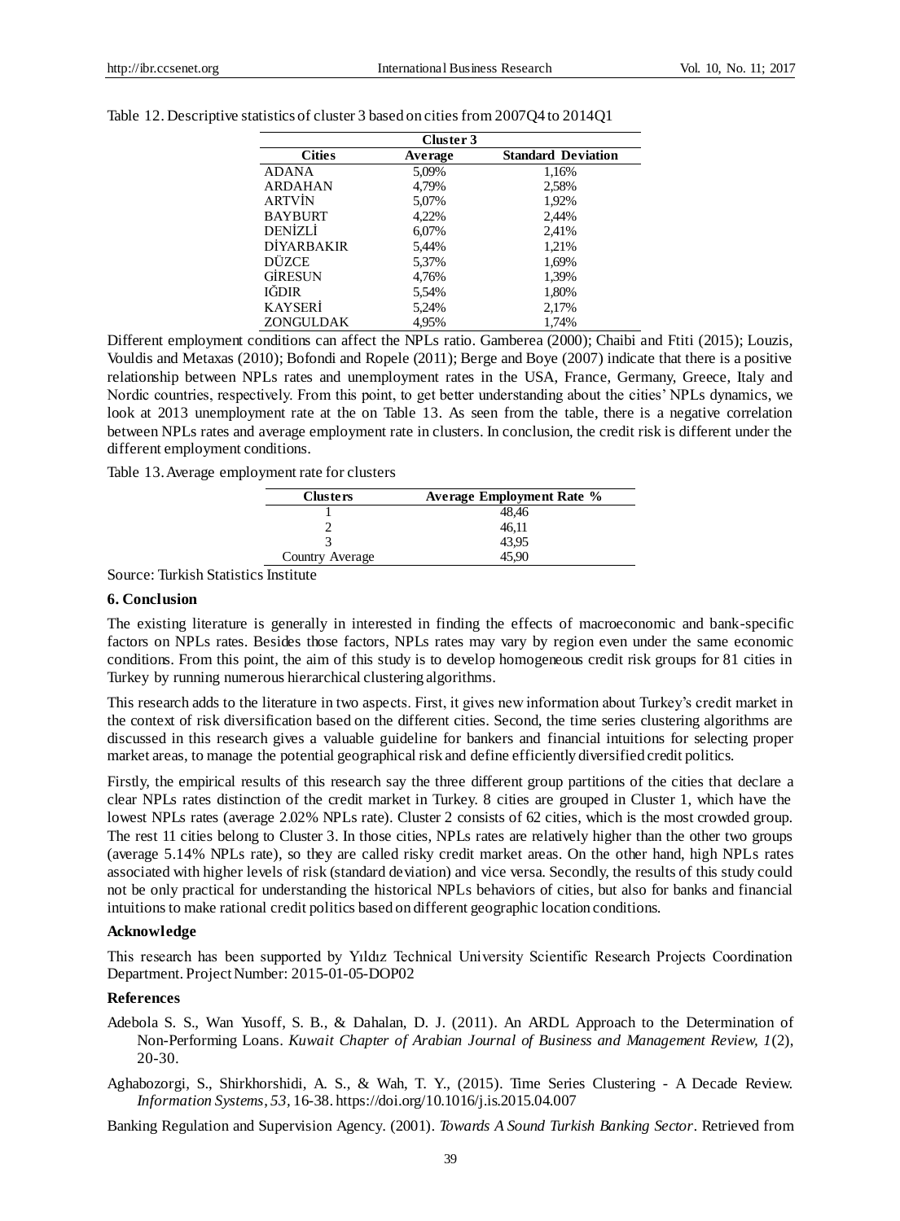Table 12. Descriptive statistics of cluster 3 based on cities from 2007Q4 to 2014Q1

| Cluster 3 | | |
|---|---|---|
| **Cities** | **Average** | **Standard Deviation** |
| ADANA | 5,09% | 1,16% |
| ARDAHAN | 4,79% | 2,58% |
| ARTVİN | 5,07% | 1,92% |
| BAYBURT | 4,22% | 2,44% |
| DENİZLİ | 6,07% | 2,41% |
| DİYARBAKIR | 5,44% | 1,21% |
| DÜZCE | 5,37% | 1,69% |
| GİRESUN | 4,76% | 1,39% |
| IĞDIR | 5,54% | 1,80% |
| KAYSERİ | 5,24% | 2,17% |
| ZONGULDAK | 4,95% | 1,74% |

Different employment conditions can affect the NPLs ratio. Gamberea (2000); Chaibi and Ftiti (2015); Louzis, Vouldis and Metaxas (2010); Bofondi and Ropele (2011); Berge and Boye (2007) indicate that there is a positive relationship between NPLs rates and unemployment rates in the USA, France, Germany, Greece, Italy and Nordic countries, respectively. From this point, to get better understanding about the cities' NPLs dynamics, we look at 2013 unemployment rate at the on Table 13. As seen from the table, there is a negative correlation between NPLs rates and average employment rate in clusters. In conclusion, the credit risk is different under the different employment conditions.

Table 13. Average employment rate for clusters

| Clusters | Average Employment Rate % |
|---|---|
| 1 | 48,46 |
| 2 | 46,11 |
| 3 | 43,95 |
| Country Average | 45,90 |

Source: Turkish Statistics Institute

### 6. Conclusion

The existing literature is generally in interested in finding the effects of macroeconomic and bank-specific factors on NPLs rates. Besides those factors, NPLs rates may vary by region even under the same economic conditions. From this point, the aim of this study is to develop homogeneous credit risk groups for 81 cities in Turkey by running numerous hierarchical clustering algorithms.

This research adds to the literature in two aspects. First, it gives new information about Turkey's credit market in the context of risk diversification based on the different cities. Second, the time series clustering algorithms are discussed in this research gives a valuable guideline for bankers and financial intuitions for selecting proper market areas, to manage the potential geographical risk and define efficiently diversified credit politics.

Firstly, the empirical results of this research say the three different group partitions of the cities that declare a clear NPLs rates distinction of the credit market in Turkey. 8 cities are grouped in Cluster 1, which have the lowest NPLs rates (average 2.02% NPLs rate). Cluster 2 consists of 62 cities, which is the most crowded group. The rest 11 cities belong to Cluster 3. In those cities, NPLs rates are relatively higher than the other two groups (average 5.14% NPLs rate), so they are called risky credit market areas. On the other hand, high NPLs rates associated with higher levels of risk (standard deviation) and vice versa. Secondly, the results of this study could not be only practical for understanding the historical NPLs behaviors of cities, but also for banks and financial intuitions to make rational credit politics based on different geographic location conditions.

### Acknowledge

This research has been supported by Yıldız Technical University Scientific Research Projects Coordination Department. Project Number: 2015-01-05-DOP02

### References

Adebola S. S., Wan Yusoff, S. B., & Dahalan, D. J. (2011). An ARDL Approach to the Determination of Non-Performing Loans. *Kuwait Chapter of Arabian Journal of Business and Management Review, 1*(2), 20-30.

Aghabozorgi, S., Shirkhorshidi, A. S., & Wah, T. Y., (2015). Time Series Clustering - A Decade Review. *Information Systems*, *53*, 16-38. https://doi.org/10.1016/j.is.2015.04.007

Banking Regulation and Supervision Agency. (2001). *Towards A Sound Turkish Banking Sector*. Retrieved from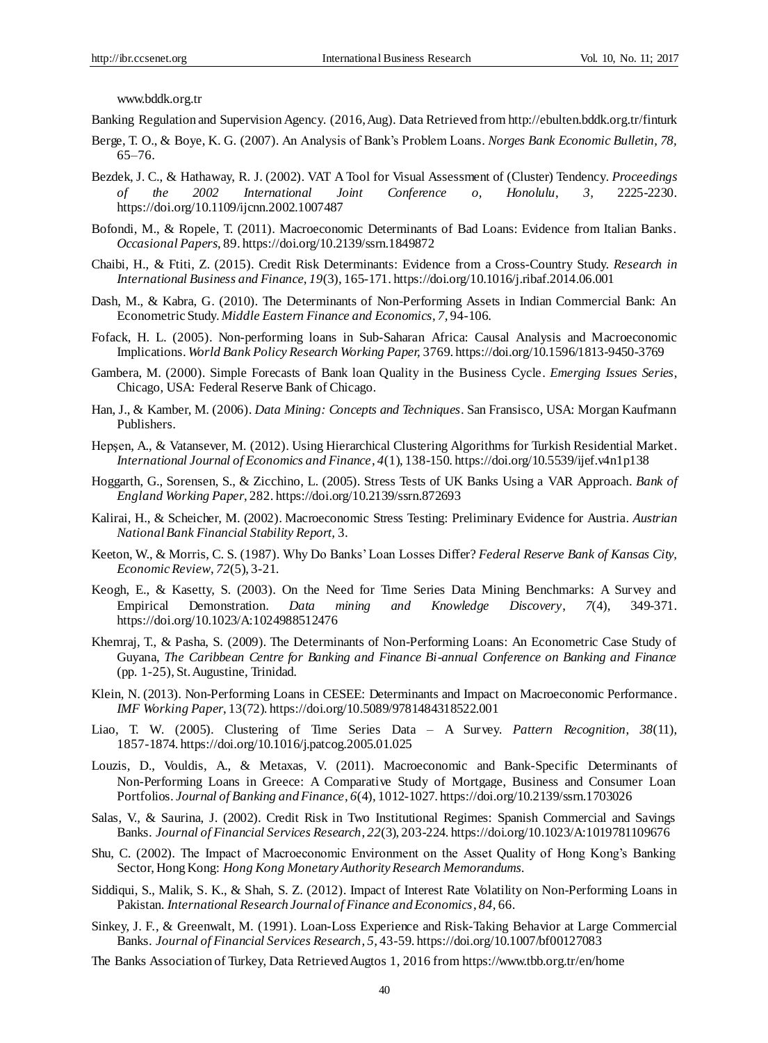www.bddk.org.tr

Banking Regulation and Supervision Agency. (2016, Aug). Data Retrieved from http://ebulten.bddk.org.tr/finturk

Berge, T. O., & Boye, K. G. (2007). An Analysis of Bank's Problem Loans. *Norges Bank Economic Bulletin, 78,* 65–76.

Bezdek, J. C., & Hathaway, R. J. (2002). VAT A Tool for Visual Assessment of (Cluster) Tendency. *Proceedings of the 2002 International Joint Conference o, Honolulu*, *3*, 2225-2230. https://doi.org/10.1109/ijcnn.2002.1007487

Bofondi, M., & Ropele, T. (2011). Macroeconomic Determinants of Bad Loans: Evidence from Italian Banks. *Occasional Papers*, 89. https://doi.org/10.2139/ssrn.1849872

Chaibi, H., & Ftiti, Z. (2015). Credit Risk Determinants: Evidence from a Cross-Country Study. *Research in International Business and Finance*, *19*(3), 165-171. https://doi.org/10.1016/j.ribaf.2014.06.001

Dash, M., & Kabra, G. (2010). The Determinants of Non-Performing Assets in Indian Commercial Bank: An Econometric Study. *Middle Eastern Finance and Economics*, *7,* 94-106.

Fofack, H. L. (2005). Non-performing loans in Sub-Saharan Africa: Causal Analysis and Macroeconomic Implications. *World Bank Policy Research Working Paper,* 3769. https://doi.org/10.1596/1813-9450-3769

Gambera, M. (2000). Simple Forecasts of Bank loan Quality in the Business Cycle. *Emerging Issues Series*, Chicago, USA: Federal Reserve Bank of Chicago.

Han, J., & Kamber, M. (2006). *Data Mining: Concepts and Techniques*. San Fransisco, USA: Morgan Kaufmann Publishers.

Hepşen, A., & Vatansever, M. (2012). Using Hierarchical Clustering Algorithms for Turkish Residential Market. *International Journal of Economics and Finance*, *4*(1), 138-150. https://doi.org/10.5539/ijef.v4n1p138

Hoggarth, G., Sorensen, S., & Zicchino, L. (2005). Stress Tests of UK Banks Using a VAR Approach. *Bank of England Working Paper*, 282. https://doi.org/10.2139/ssrn.872693

Kalirai, H., & Scheicher, M. (2002). Macroeconomic Stress Testing: Preliminary Evidence for Austria. *Austrian National Bank Financial Stability Report,* 3.

Keeton, W., & Morris, C. S. (1987). Why Do Banks' Loan Losses Differ? *Federal Reserve Bank of Kansas City, Economic Review*, *72*(5), 3-21.

Keogh, E., & Kasetty, S. (2003). On the Need for Time Series Data Mining Benchmarks: A Survey and Empirical Demonstration. *Data mining and Knowledge Discovery*, *7*(4), 349-371. https://doi.org/10.1023/A:1024988512476

Khemraj, T., & Pasha, S. (2009). The Determinants of Non-Performing Loans: An Econometric Case Study of Guyana, *The Caribbean Centre for Banking and Finance Bi-annual Conference on Banking and Finance* (pp. 1-25), St. Augustine, Trinidad.

Klein, N. (2013). Non-Performing Loans in CESEE: Determinants and Impact on Macroeconomic Performance. *IMF Working Paper*, 13(72). https://doi.org/10.5089/9781484318522.001

Liao, T. W. (2005). Clustering of Time Series Data – A Survey. *Pattern Recognition*, *38*(11), 1857-1874. https://doi.org/10.1016/j.patcog.2005.01.025

Louzis, D., Vouldis, A., & Metaxas, V. (2011). Macroeconomic and Bank-Specific Determinants of Non-Performing Loans in Greece: A Comparative Study of Mortgage, Business and Consumer Loan Portfolios. *Journal of Banking and Finance*, *6*(4), 1012-1027. https://doi.org/10.2139/ssrn.1703026

Salas, V., & Saurina, J. (2002). Credit Risk in Two Institutional Regimes: Spanish Commercial and Savings Banks. *Journal of Financial Services Research*, *22*(3), 203-224. https://doi.org/10.1023/A:1019781109676

Shu, C. (2002). The Impact of Macroeconomic Environment on the Asset Quality of Hong Kong's Banking Sector, Hong Kong: *Hong Kong Monetary Authority Research Memorandums.*

Siddiqui, S., Malik, S. K., & Shah, S. Z. (2012). Impact of Interest Rate Volatility on Non-Performing Loans in Pakistan. *International Research Journal of Finance and Economics*, *84,* 66.

Sinkey, J. F., & Greenwalt, M. (1991). Loan-Loss Experience and Risk-Taking Behavior at Large Commercial Banks. *Journal of Financial Services Research*, *5,* 43-59. https://doi.org/10.1007/bf00127083

The Banks Association of Turkey, Data Retrieved Augtos 1, 2016 from https://www.tbb.org.tr/en/home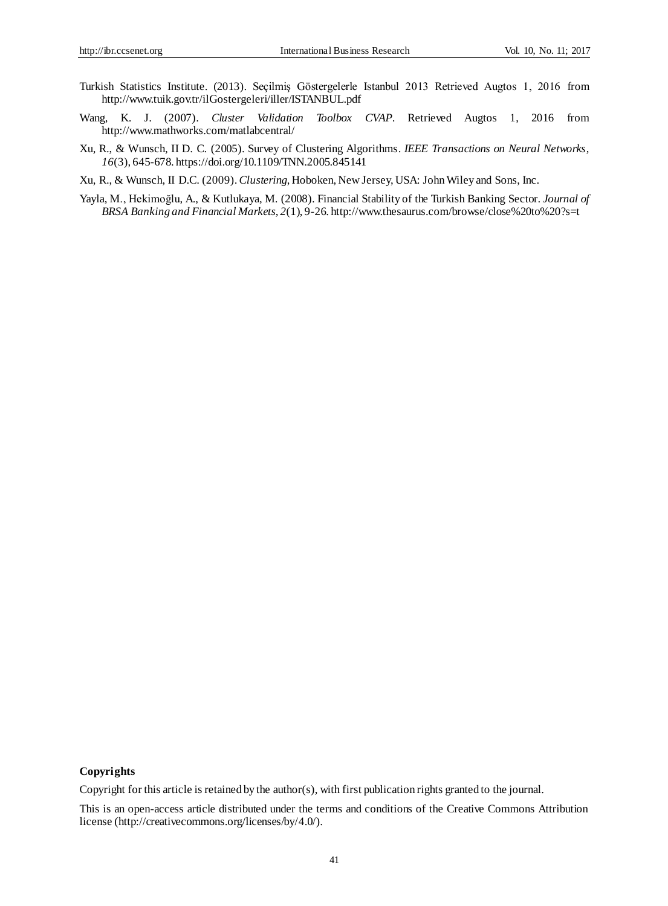Turkish Statistics Institute. (2013). Seçilmiş Göstergelerle Istanbul 2013 Retrieved Augtos 1, 2016 from http://www.tuik.gov.tr/ilGostergeleri/iller/ISTANBUL.pdf

Wang, K. J. (2007). *Cluster Validation Toolbox CVAP*. Retrieved Augtos 1, 2016 from http://www.mathworks.com/matlabcentral/

Xu, R., & Wunsch, II D. C. (2005). Survey of Clustering Algorithms. *IEEE Transactions on Neural Networks, 16*(3), 645-678. https://doi.org/10.1109/TNN.2005.845141

Xu, R., & Wunsch, II D.C. (2009). *Clustering*, Hoboken, New Jersey, USA: John Wiley and Sons, Inc.

Yayla, M., Hekimoğlu, A., & Kutlukaya, M. (2008). Financial Stability of the Turkish Banking Sector. *Journal of BRSA Banking and Financial Markets, 2*(1), 9-26. http://www.thesaurus.com/browse/close%20to%20?s=t

**Copyrights**

Copyright for this article is retained by the author(s), with first publication rights granted to the journal.

This is an open-access article distributed under the terms and conditions of the Creative Commons Attribution license (http://creativecommons.org/licenses/by/4.0/).